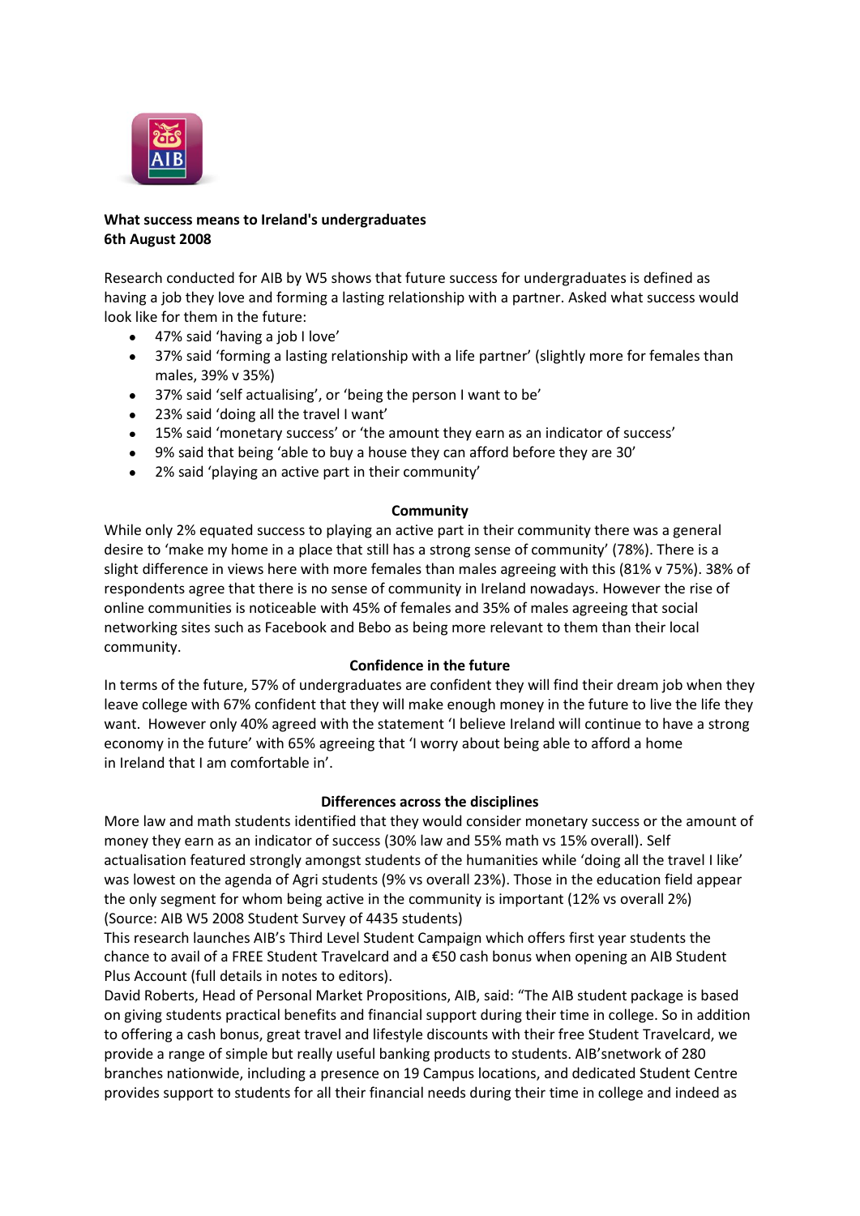**What success means to Ireland's undergraduates**
**6th August 2008**

Research conducted for AIB by W5 shows that future success for undergraduates is defined as having a job they love and forming a lasting relationship with a partner. Asked what success would look like for them in the future:

- 47% said 'having a job I love'
- 37% said 'forming a lasting relationship with a life partner' (slightly more for females than males, 39% v 35%)
- 37% said 'self actualising', or 'being the person I want to be'
- 23% said 'doing all the travel I want'
- 15% said 'monetary success' or 'the amount they earn as an indicator of success'
- 9% said that being 'able to buy a house they can afford before they are 30'
- 2% said 'playing an active part in their community'

**Community**

While only 2% equated success to playing an active part in their community there was a general desire to 'make my home in a place that still has a strong sense of community' (78%). There is a slight difference in views here with more females than males agreeing with this (81% v 75%). 38% of respondents agree that there is no sense of community in Ireland nowadays. However the rise of online communities is noticeable with 45% of females and 35% of males agreeing that social networking sites such as Facebook and Bebo as being more relevant to them than their local community.

**Confidence in the future**

In terms of the future, 57% of undergraduates are confident they will find their dream job when they leave college with 67% confident that they will make enough money in the future to live the life they want. However only 40% agreed with the statement 'I believe Ireland will continue to have a strong economy in the future' with 65% agreeing that 'I worry about being able to afford a home in Ireland that I am comfortable in'.

**Differences across the disciplines**

More law and math students identified that they would consider monetary success or the amount of money they earn as an indicator of success (30% law and 55% math vs 15% overall). Self actualisation featured strongly amongst students of the humanities while 'doing all the travel I like' was lowest on the agenda of Agri students (9% vs overall 23%). Those in the education field appear the only segment for whom being active in the community is important (12% vs overall 2%) (Source: AIB W5 2008 Student Survey of 4435 students)

This research launches AIB's Third Level Student Campaign which offers first year students the chance to avail of a FREE Student Travelcard and a €50 cash bonus when opening an AIB Student Plus Account (full details in notes to editors).

David Roberts, Head of Personal Market Propositions, AIB, said: "The AIB student package is based on giving students practical benefits and financial support during their time in college. So in addition to offering a cash bonus, great travel and lifestyle discounts with their free Student Travelcard, we provide a range of simple but really useful banking products to students. AIB'snetwork of 280 branches nationwide, including a presence on 19 Campus locations, and dedicated Student Centre provides support to students for all their financial needs during their time in college and indeed as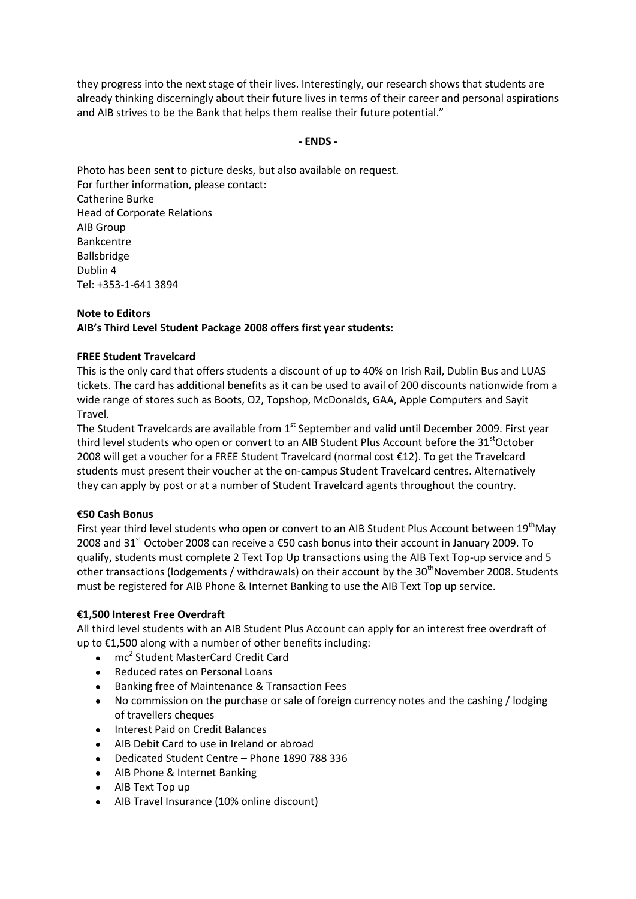they progress into the next stage of their lives. Interestingly, our research shows that students are already thinking discerningly about their future lives in terms of their career and personal aspirations and AIB strives to be the Bank that helps them realise their future potential."

**- ENDS -**

Photo has been sent to picture desks, but also available on request.
For further information, please contact:
Catherine Burke
Head of Corporate Relations
AIB Group
Bankcentre
Ballsbridge
Dublin 4
Tel: +353-1-641 3894

**Note to Editors**
**AIB's Third Level Student Package 2008 offers first year students:**

**FREE Student Travelcard**

This is the only card that offers students a discount of up to 40% on Irish Rail, Dublin Bus and LUAS tickets. The card has additional benefits as it can be used to avail of 200 discounts nationwide from a wide range of stores such as Boots, O2, Topshop, McDonalds, GAA, Apple Computers and Sayit Travel.

The Student Travelcards are available from 1st September and valid until December 2009. First year third level students who open or convert to an AIB Student Plus Account before the 31st October 2008 will get a voucher for a FREE Student Travelcard (normal cost €12). To get the Travelcard students must present their voucher at the on-campus Student Travelcard centres. Alternatively they can apply by post or at a number of Student Travelcard agents throughout the country.

**€50 Cash Bonus**

First year third level students who open or convert to an AIB Student Plus Account between 19th May 2008 and 31st October 2008 can receive a €50 cash bonus into their account in January 2009. To qualify, students must complete 2 Text Top Up transactions using the AIB Text Top-up service and 5 other transactions (lodgements / withdrawals) on their account by the 30th November 2008. Students must be registered for AIB Phone & Internet Banking to use the AIB Text Top up service.

**€1,500 Interest Free Overdraft**

All third level students with an AIB Student Plus Account can apply for an interest free overdraft of up to €1,500 along with a number of other benefits including:

- mc$^2$ Student MasterCard Credit Card
- Reduced rates on Personal Loans
- Banking free of Maintenance & Transaction Fees
- No commission on the purchase or sale of foreign currency notes and the cashing / lodging of travellers cheques
- Interest Paid on Credit Balances
- AIB Debit Card to use in Ireland or abroad
- Dedicated Student Centre – Phone 1890 788 336
- AIB Phone & Internet Banking
- AIB Text Top up
- AIB Travel Insurance (10% online discount)